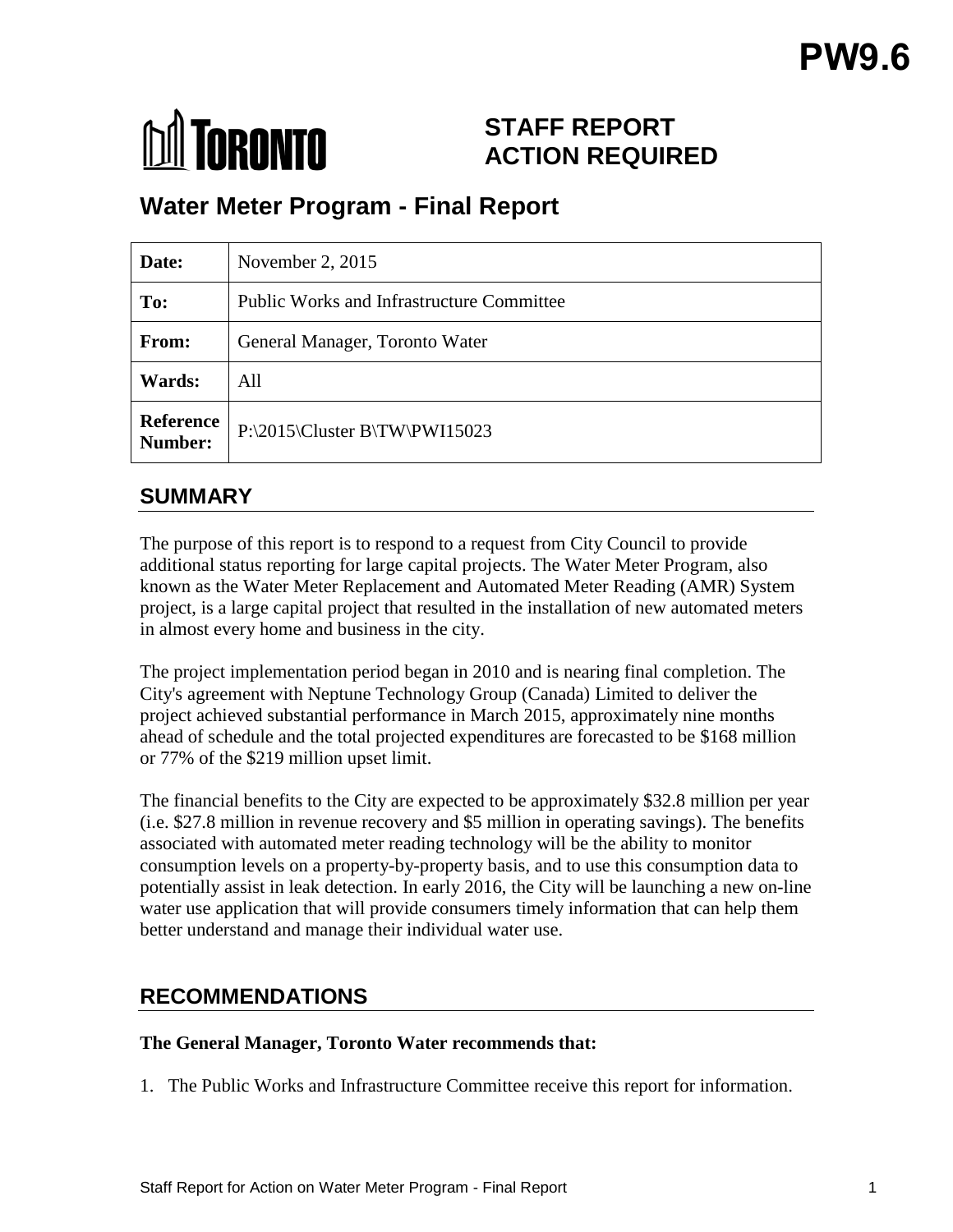# PW9.6

TORONTO

## STAFF REPORT ACTION REQUIRED

# Water Meter Program - Final Report

| Date: | November 2, 2015 |
|---|---|
| To: | Public Works and Infrastructure Committee |
| From: | General Manager, Toronto Water |
| Wards: | All |
| Reference Number: | P:\2015\Cluster B\TW\PWI15023 |

## SUMMARY

The purpose of this report is to respond to a request from City Council to provide additional status reporting for large capital projects. The Water Meter Program, also known as the Water Meter Replacement and Automated Meter Reading (AMR) System project, is a large capital project that resulted in the installation of new automated meters in almost every home and business in the city.

The project implementation period began in 2010 and is nearing final completion. The City's agreement with Neptune Technology Group (Canada) Limited to deliver the project achieved substantial performance in March 2015, approximately nine months ahead of schedule and the total projected expenditures are forecasted to be $168 million or 77% of the $219 million upset limit.

The financial benefits to the City are expected to be approximately $32.8 million per year (i.e. $27.8 million in revenue recovery and $5 million in operating savings). The benefits associated with automated meter reading technology will be the ability to monitor consumption levels on a property-by-property basis, and to use this consumption data to potentially assist in leak detection. In early 2016, the City will be launching a new on-line water use application that will provide consumers timely information that can help them better understand and manage their individual water use.

## RECOMMENDATIONS

**The General Manager, Toronto Water recommends that:**

1. The Public Works and Infrastructure Committee receive this report for information.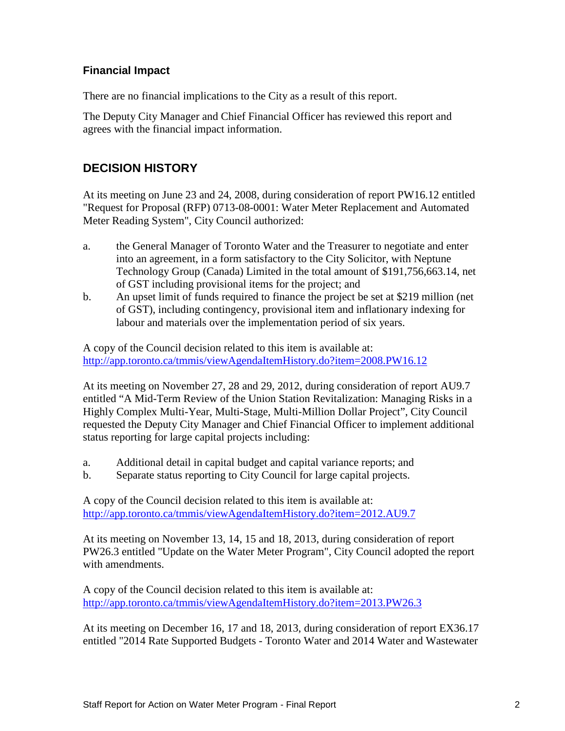### Financial Impact

There are no financial implications to the City as a result of this report.

The Deputy City Manager and Chief Financial Officer has reviewed this report and agrees with the financial impact information.

## DECISION HISTORY

At its meeting on June 23 and 24, 2008, during consideration of report PW16.12 entitled "Request for Proposal (RFP) 0713-08-0001: Water Meter Replacement and Automated Meter Reading System", City Council authorized:

a. the General Manager of Toronto Water and the Treasurer to negotiate and enter into an agreement, in a form satisfactory to the City Solicitor, with Neptune Technology Group (Canada) Limited in the total amount of $191,756,663.14, net of GST including provisional items for the project; and
b. An upset limit of funds required to finance the project be set at $219 million (net of GST), including contingency, provisional item and inflationary indexing for labour and materials over the implementation period of six years.

A copy of the Council decision related to this item is available at:
http://app.toronto.ca/tmmis/viewAgendaItemHistory.do?item=2008.PW16.12

At its meeting on November 27, 28 and 29, 2012, during consideration of report AU9.7 entitled "A Mid-Term Review of the Union Station Revitalization: Managing Risks in a Highly Complex Multi-Year, Multi-Stage, Multi-Million Dollar Project", City Council requested the Deputy City Manager and Chief Financial Officer to implement additional status reporting for large capital projects including:

a. Additional detail in capital budget and capital variance reports; and
b. Separate status reporting to City Council for large capital projects.

A copy of the Council decision related to this item is available at:
http://app.toronto.ca/tmmis/viewAgendaItemHistory.do?item=2012.AU9.7

At its meeting on November 13, 14, 15 and 18, 2013, during consideration of report PW26.3 entitled "Update on the Water Meter Program", City Council adopted the report with amendments.

A copy of the Council decision related to this item is available at:
http://app.toronto.ca/tmmis/viewAgendaItemHistory.do?item=2013.PW26.3

At its meeting on December 16, 17 and 18, 2013, during consideration of report EX36.17 entitled "2014 Rate Supported Budgets - Toronto Water and 2014 Water and Wastewater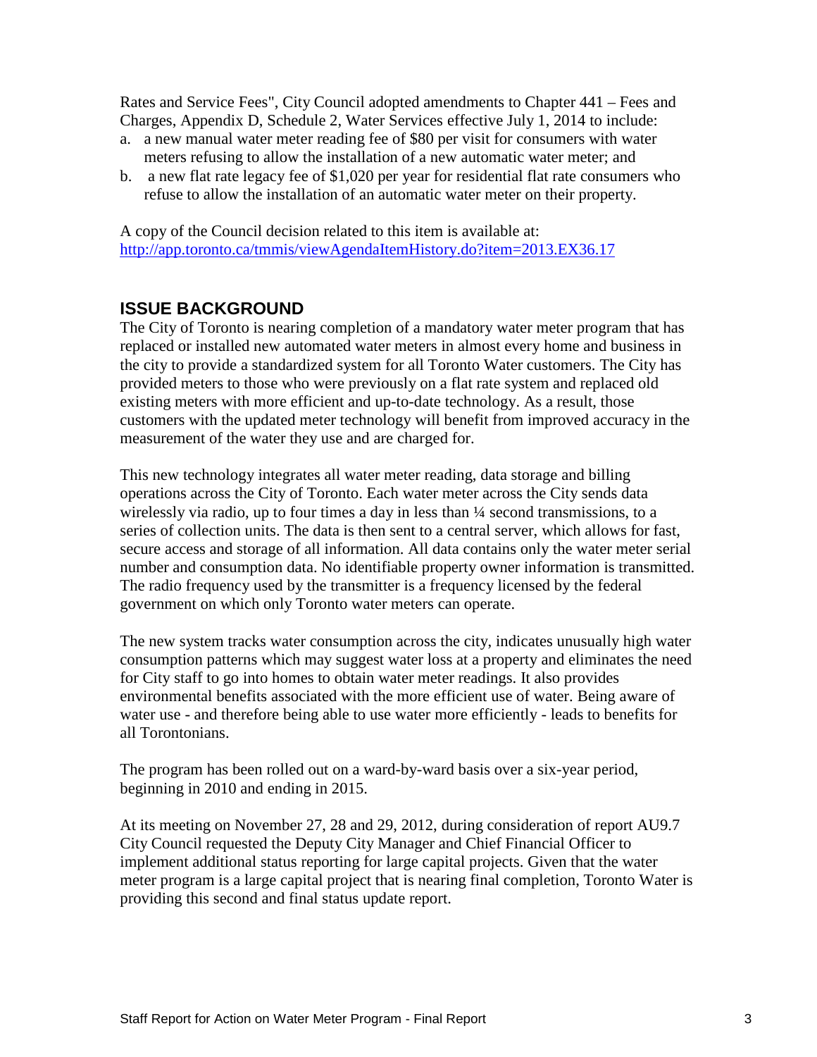Rates and Service Fees", City Council adopted amendments to Chapter 441 – Fees and Charges, Appendix D, Schedule 2, Water Services effective July 1, 2014 to include:

a. a new manual water meter reading fee of $80 per visit for consumers with water meters refusing to allow the installation of a new automatic water meter; and
b. a new flat rate legacy fee of $1,020 per year for residential flat rate consumers who refuse to allow the installation of an automatic water meter on their property.

A copy of the Council decision related to this item is available at:
http://app.toronto.ca/tmmis/viewAgendaItemHistory.do?item=2013.EX36.17

## ISSUE BACKGROUND

The City of Toronto is nearing completion of a mandatory water meter program that has replaced or installed new automated water meters in almost every home and business in the city to provide a standardized system for all Toronto Water customers. The City has provided meters to those who were previously on a flat rate system and replaced old existing meters with more efficient and up-to-date technology. As a result, those customers with the updated meter technology will benefit from improved accuracy in the measurement of the water they use and are charged for.

This new technology integrates all water meter reading, data storage and billing operations across the City of Toronto. Each water meter across the City sends data wirelessly via radio, up to four times a day in less than ¼ second transmissions, to a series of collection units. The data is then sent to a central server, which allows for fast, secure access and storage of all information. All data contains only the water meter serial number and consumption data. No identifiable property owner information is transmitted. The radio frequency used by the transmitter is a frequency licensed by the federal government on which only Toronto water meters can operate.

The new system tracks water consumption across the city, indicates unusually high water consumption patterns which may suggest water loss at a property and eliminates the need for City staff to go into homes to obtain water meter readings. It also provides environmental benefits associated with the more efficient use of water. Being aware of water use - and therefore being able to use water more efficiently - leads to benefits for all Torontonians.

The program has been rolled out on a ward-by-ward basis over a six-year period, beginning in 2010 and ending in 2015.

At its meeting on November 27, 28 and 29, 2012, during consideration of report AU9.7 City Council requested the Deputy City Manager and Chief Financial Officer to implement additional status reporting for large capital projects. Given that the water meter program is a large capital project that is nearing final completion, Toronto Water is providing this second and final status update report.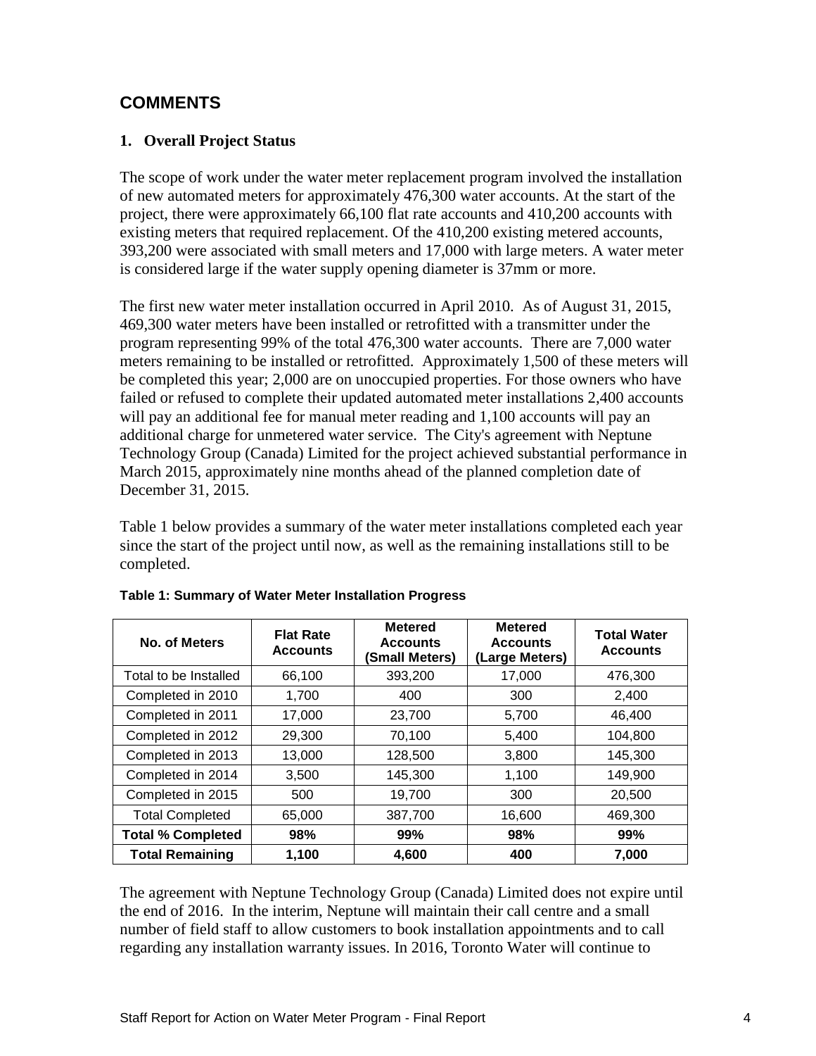## COMMENTS

### 1. Overall Project Status

The scope of work under the water meter replacement program involved the installation of new automated meters for approximately 476,300 water accounts. At the start of the project, there were approximately 66,100 flat rate accounts and 410,200 accounts with existing meters that required replacement. Of the 410,200 existing metered accounts, 393,200 were associated with small meters and 17,000 with large meters. A water meter is considered large if the water supply opening diameter is 37mm or more.

The first new water meter installation occurred in April 2010. As of August 31, 2015, 469,300 water meters have been installed or retrofitted with a transmitter under the program representing 99% of the total 476,300 water accounts. There are 7,000 water meters remaining to be installed or retrofitted. Approximately 1,500 of these meters will be completed this year; 2,000 are on unoccupied properties. For those owners who have failed or refused to complete their updated automated meter installations 2,400 accounts will pay an additional fee for manual meter reading and 1,100 accounts will pay an additional charge for unmetered water service. The City's agreement with Neptune Technology Group (Canada) Limited for the project achieved substantial performance in March 2015, approximately nine months ahead of the planned completion date of December 31, 2015.

Table 1 below provides a summary of the water meter installations completed each year since the start of the project until now, as well as the remaining installations still to be completed.

**Table 1: Summary of Water Meter Installation Progress**

| No. of Meters | Flat Rate Accounts | Metered Accounts (Small Meters) | Metered Accounts (Large Meters) | Total Water Accounts |
|---|---|---|---|---|
| Total to be Installed | 66,100 | 393,200 | 17,000 | 476,300 |
| Completed in 2010 | 1,700 | 400 | 300 | 2,400 |
| Completed in 2011 | 17,000 | 23,700 | 5,700 | 46,400 |
| Completed in 2012 | 29,300 | 70,100 | 5,400 | 104,800 |
| Completed in 2013 | 13,000 | 128,500 | 3,800 | 145,300 |
| Completed in 2014 | 3,500 | 145,300 | 1,100 | 149,900 |
| Completed in 2015 | 500 | 19,700 | 300 | 20,500 |
| Total Completed | 65,000 | 387,700 | 16,600 | 469,300 |
| **Total % Completed** | **98%** | **99%** | **98%** | **99%** |
| **Total Remaining** | **1,100** | **4,600** | **400** | **7,000** |

The agreement with Neptune Technology Group (Canada) Limited does not expire until the end of 2016. In the interim, Neptune will maintain their call centre and a small number of field staff to allow customers to book installation appointments and to call regarding any installation warranty issues. In 2016, Toronto Water will continue to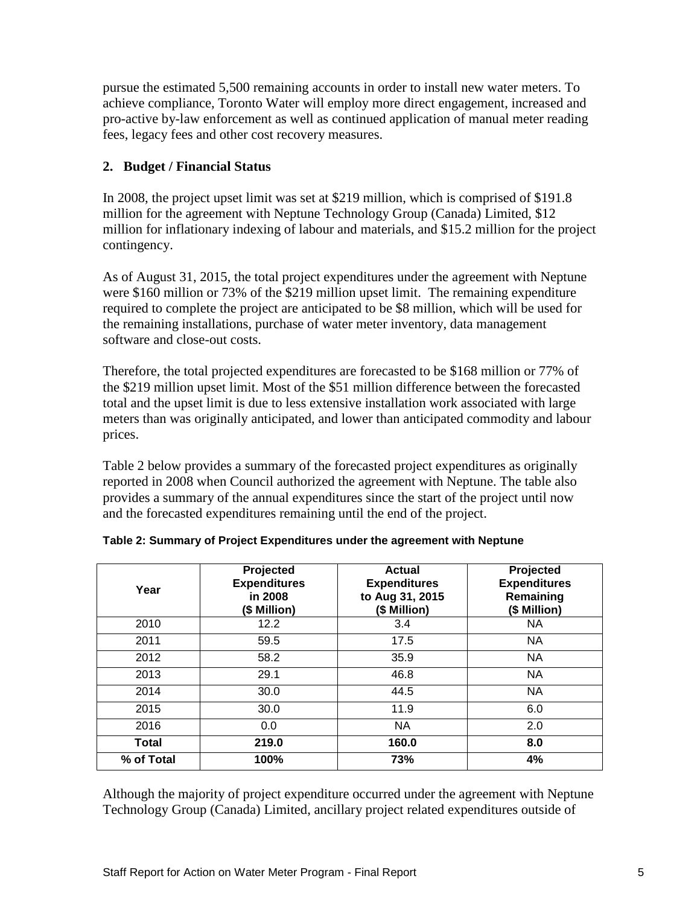pursue the estimated 5,500 remaining accounts in order to install new water meters. To achieve compliance, Toronto Water will employ more direct engagement, increased and pro-active by-law enforcement as well as continued application of manual meter reading fees, legacy fees and other cost recovery measures.

## 2. Budget / Financial Status

In 2008, the project upset limit was set at $219 million, which is comprised of $191.8 million for the agreement with Neptune Technology Group (Canada) Limited, $12 million for inflationary indexing of labour and materials, and $15.2 million for the project contingency.

As of August 31, 2015, the total project expenditures under the agreement with Neptune were $160 million or 73% of the $219 million upset limit. The remaining expenditure required to complete the project are anticipated to be $8 million, which will be used for the remaining installations, purchase of water meter inventory, data management software and close-out costs.

Therefore, the total projected expenditures are forecasted to be $168 million or 77% of the $219 million upset limit. Most of the $51 million difference between the forecasted total and the upset limit is due to less extensive installation work associated with large meters than was originally anticipated, and lower than anticipated commodity and labour prices.

Table 2 below provides a summary of the forecasted project expenditures as originally reported in 2008 when Council authorized the agreement with Neptune. The table also provides a summary of the annual expenditures since the start of the project until now and the forecasted expenditures remaining until the end of the project.

**Table 2: Summary of Project Expenditures under the agreement with Neptune**

| Year | Projected Expenditures in 2008 ($ Million) | Actual Expenditures to Aug 31, 2015 ($ Million) | Projected Expenditures Remaining ($ Million) |
|---|---|---|---|
| 2010 | 12.2 | 3.4 | NA |
| 2011 | 59.5 | 17.5 | NA |
| 2012 | 58.2 | 35.9 | NA |
| 2013 | 29.1 | 46.8 | NA |
| 2014 | 30.0 | 44.5 | NA |
| 2015 | 30.0 | 11.9 | 6.0 |
| 2016 | 0.0 | NA | 2.0 |
| **Total** | **219.0** | **160.0** | **8.0** |
| **% of Total** | **100%** | **73%** | **4%** |

Although the majority of project expenditure occurred under the agreement with Neptune Technology Group (Canada) Limited, ancillary project related expenditures outside of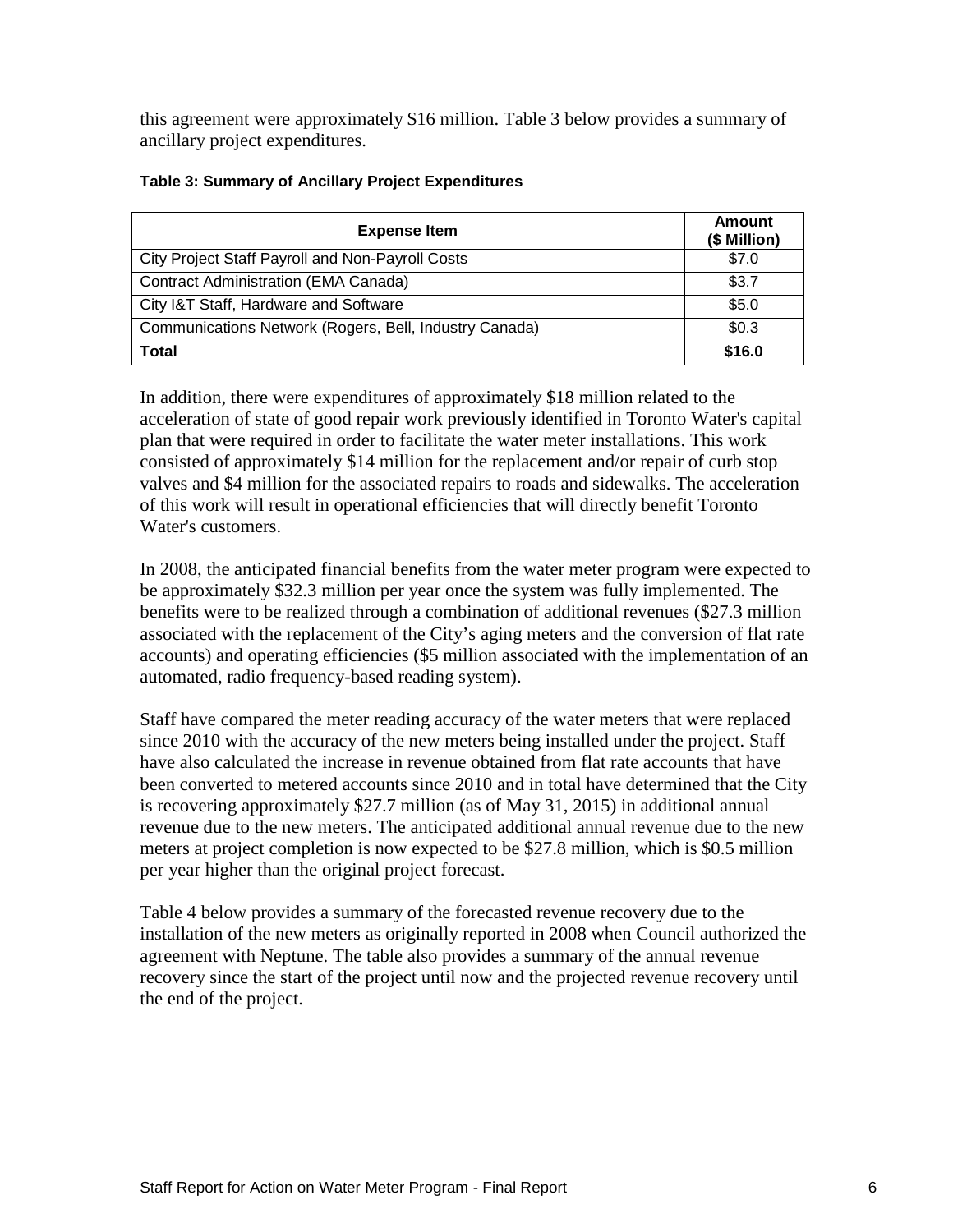this agreement were approximately $16 million. Table 3 below provides a summary of ancillary project expenditures.

**Table 3: Summary of Ancillary Project Expenditures**

| Expense Item | Amount ($ Million) |
|---|---|
| City Project Staff Payroll and Non-Payroll Costs | $7.0 |
| Contract Administration (EMA Canada) | $3.7 |
| City I&T Staff, Hardware and Software | $5.0 |
| Communications Network (Rogers, Bell, Industry Canada) | $0.3 |
| **Total** | **$16.0** |

In addition, there were expenditures of approximately $18 million related to the acceleration of state of good repair work previously identified in Toronto Water's capital plan that were required in order to facilitate the water meter installations. This work consisted of approximately $14 million for the replacement and/or repair of curb stop valves and $4 million for the associated repairs to roads and sidewalks. The acceleration of this work will result in operational efficiencies that will directly benefit Toronto Water's customers.

In 2008, the anticipated financial benefits from the water meter program were expected to be approximately $32.3 million per year once the system was fully implemented. The benefits were to be realized through a combination of additional revenues ($27.3 million associated with the replacement of the City's aging meters and the conversion of flat rate accounts) and operating efficiencies ($5 million associated with the implementation of an automated, radio frequency-based reading system).

Staff have compared the meter reading accuracy of the water meters that were replaced since 2010 with the accuracy of the new meters being installed under the project. Staff have also calculated the increase in revenue obtained from flat rate accounts that have been converted to metered accounts since 2010 and in total have determined that the City is recovering approximately $27.7 million (as of May 31, 2015) in additional annual revenue due to the new meters. The anticipated additional annual revenue due to the new meters at project completion is now expected to be $27.8 million, which is $0.5 million per year higher than the original project forecast.

Table 4 below provides a summary of the forecasted revenue recovery due to the installation of the new meters as originally reported in 2008 when Council authorized the agreement with Neptune. The table also provides a summary of the annual revenue recovery since the start of the project until now and the projected revenue recovery until the end of the project.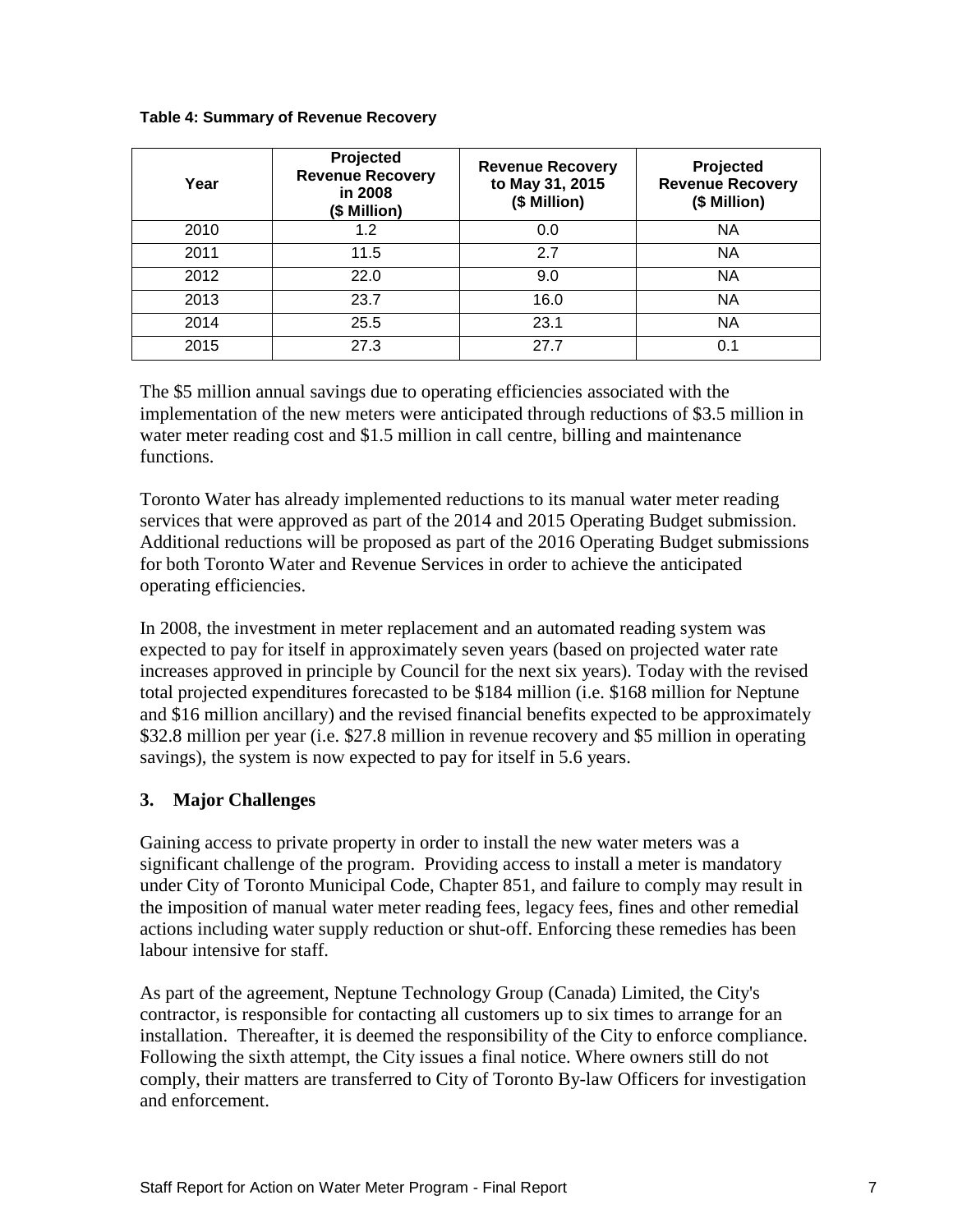**Table 4: Summary of Revenue Recovery**

| Year | Projected Revenue Recovery in 2008 ($ Million) | Revenue Recovery to May 31, 2015 ($ Million) | Projected Revenue Recovery ($ Million) |
|---|---|---|---|
| 2010 | 1.2 | 0.0 | NA |
| 2011 | 11.5 | 2.7 | NA |
| 2012 | 22.0 | 9.0 | NA |
| 2013 | 23.7 | 16.0 | NA |
| 2014 | 25.5 | 23.1 | NA |
| 2015 | 27.3 | 27.7 | 0.1 |

The $5 million annual savings due to operating efficiencies associated with the implementation of the new meters were anticipated through reductions of $3.5 million in water meter reading cost and $1.5 million in call centre, billing and maintenance functions.

Toronto Water has already implemented reductions to its manual water meter reading services that were approved as part of the 2014 and 2015 Operating Budget submission. Additional reductions will be proposed as part of the 2016 Operating Budget submissions for both Toronto Water and Revenue Services in order to achieve the anticipated operating efficiencies.

In 2008, the investment in meter replacement and an automated reading system was expected to pay for itself in approximately seven years (based on projected water rate increases approved in principle by Council for the next six years). Today with the revised total projected expenditures forecasted to be $184 million (i.e. $168 million for Neptune and $16 million ancillary) and the revised financial benefits expected to be approximately $32.8 million per year (i.e. $27.8 million in revenue recovery and $5 million in operating savings), the system is now expected to pay for itself in 5.6 years.

### 3. Major Challenges

Gaining access to private property in order to install the new water meters was a significant challenge of the program. Providing access to install a meter is mandatory under City of Toronto Municipal Code, Chapter 851, and failure to comply may result in the imposition of manual water meter reading fees, legacy fees, fines and other remedial actions including water supply reduction or shut-off. Enforcing these remedies has been labour intensive for staff.

As part of the agreement, Neptune Technology Group (Canada) Limited, the City's contractor, is responsible for contacting all customers up to six times to arrange for an installation. Thereafter, it is deemed the responsibility of the City to enforce compliance. Following the sixth attempt, the City issues a final notice. Where owners still do not comply, their matters are transferred to City of Toronto By-law Officers for investigation and enforcement.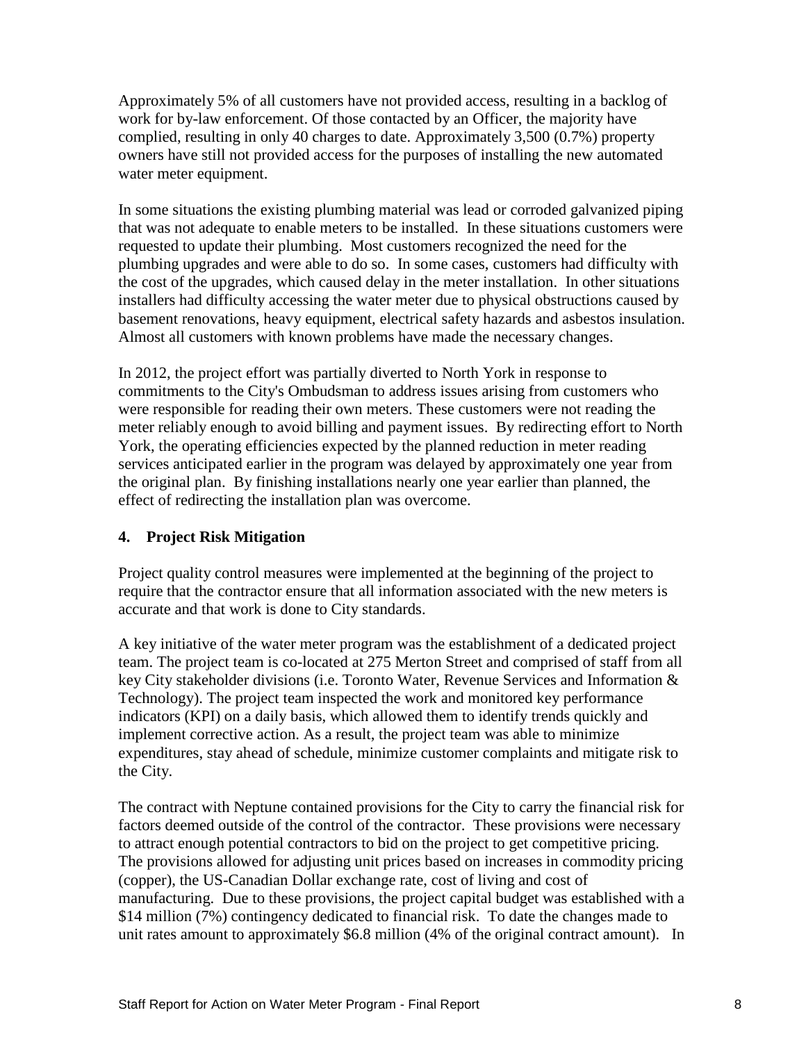Approximately 5% of all customers have not provided access, resulting in a backlog of work for by-law enforcement. Of those contacted by an Officer, the majority have complied, resulting in only 40 charges to date. Approximately 3,500 (0.7%) property owners have still not provided access for the purposes of installing the new automated water meter equipment.

In some situations the existing plumbing material was lead or corroded galvanized piping that was not adequate to enable meters to be installed. In these situations customers were requested to update their plumbing. Most customers recognized the need for the plumbing upgrades and were able to do so. In some cases, customers had difficulty with the cost of the upgrades, which caused delay in the meter installation. In other situations installers had difficulty accessing the water meter due to physical obstructions caused by basement renovations, heavy equipment, electrical safety hazards and asbestos insulation. Almost all customers with known problems have made the necessary changes.

In 2012, the project effort was partially diverted to North York in response to commitments to the City's Ombudsman to address issues arising from customers who were responsible for reading their own meters. These customers were not reading the meter reliably enough to avoid billing and payment issues. By redirecting effort to North York, the operating efficiencies expected by the planned reduction in meter reading services anticipated earlier in the program was delayed by approximately one year from the original plan. By finishing installations nearly one year earlier than planned, the effect of redirecting the installation plan was overcome.

## 4. Project Risk Mitigation

Project quality control measures were implemented at the beginning of the project to require that the contractor ensure that all information associated with the new meters is accurate and that work is done to City standards.

A key initiative of the water meter program was the establishment of a dedicated project team. The project team is co-located at 275 Merton Street and comprised of staff from all key City stakeholder divisions (i.e. Toronto Water, Revenue Services and Information & Technology). The project team inspected the work and monitored key performance indicators (KPI) on a daily basis, which allowed them to identify trends quickly and implement corrective action. As a result, the project team was able to minimize expenditures, stay ahead of schedule, minimize customer complaints and mitigate risk to the City.

The contract with Neptune contained provisions for the City to carry the financial risk for factors deemed outside of the control of the contractor. These provisions were necessary to attract enough potential contractors to bid on the project to get competitive pricing. The provisions allowed for adjusting unit prices based on increases in commodity pricing (copper), the US-Canadian Dollar exchange rate, cost of living and cost of manufacturing. Due to these provisions, the project capital budget was established with a $14 million (7%) contingency dedicated to financial risk. To date the changes made to unit rates amount to approximately $6.8 million (4% of the original contract amount). In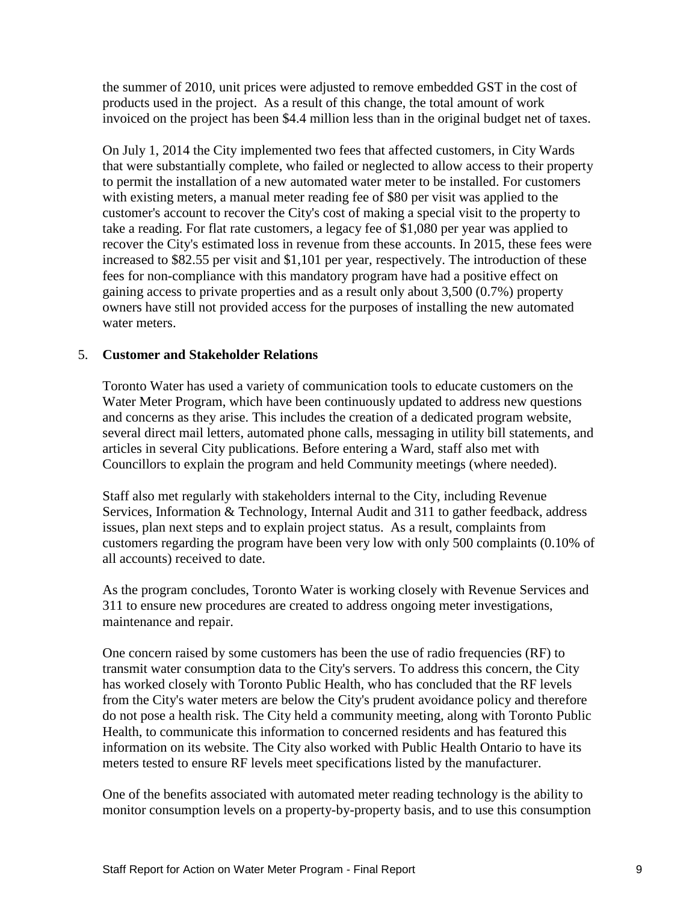the summer of 2010, unit prices were adjusted to remove embedded GST in the cost of products used in the project. As a result of this change, the total amount of work invoiced on the project has been $4.4 million less than in the original budget net of taxes.

On July 1, 2014 the City implemented two fees that affected customers, in City Wards that were substantially complete, who failed or neglected to allow access to their property to permit the installation of a new automated water meter to be installed. For customers with existing meters, a manual meter reading fee of $80 per visit was applied to the customer's account to recover the City's cost of making a special visit to the property to take a reading. For flat rate customers, a legacy fee of $1,080 per year was applied to recover the City's estimated loss in revenue from these accounts. In 2015, these fees were increased to $82.55 per visit and $1,101 per year, respectively. The introduction of these fees for non-compliance with this mandatory program have had a positive effect on gaining access to private properties and as a result only about 3,500 (0.7%) property owners have still not provided access for the purposes of installing the new automated water meters.

5. **Customer and Stakeholder Relations**

Toronto Water has used a variety of communication tools to educate customers on the Water Meter Program, which have been continuously updated to address new questions and concerns as they arise. This includes the creation of a dedicated program website, several direct mail letters, automated phone calls, messaging in utility bill statements, and articles in several City publications. Before entering a Ward, staff also met with Councillors to explain the program and held Community meetings (where needed).

Staff also met regularly with stakeholders internal to the City, including Revenue Services, Information & Technology, Internal Audit and 311 to gather feedback, address issues, plan next steps and to explain project status. As a result, complaints from customers regarding the program have been very low with only 500 complaints (0.10% of all accounts) received to date.

As the program concludes, Toronto Water is working closely with Revenue Services and 311 to ensure new procedures are created to address ongoing meter investigations, maintenance and repair.

One concern raised by some customers has been the use of radio frequencies (RF) to transmit water consumption data to the City's servers. To address this concern, the City has worked closely with Toronto Public Health, who has concluded that the RF levels from the City's water meters are below the City's prudent avoidance policy and therefore do not pose a health risk. The City held a community meeting, along with Toronto Public Health, to communicate this information to concerned residents and has featured this information on its website. The City also worked with Public Health Ontario to have its meters tested to ensure RF levels meet specifications listed by the manufacturer.

One of the benefits associated with automated meter reading technology is the ability to monitor consumption levels on a property-by-property basis, and to use this consumption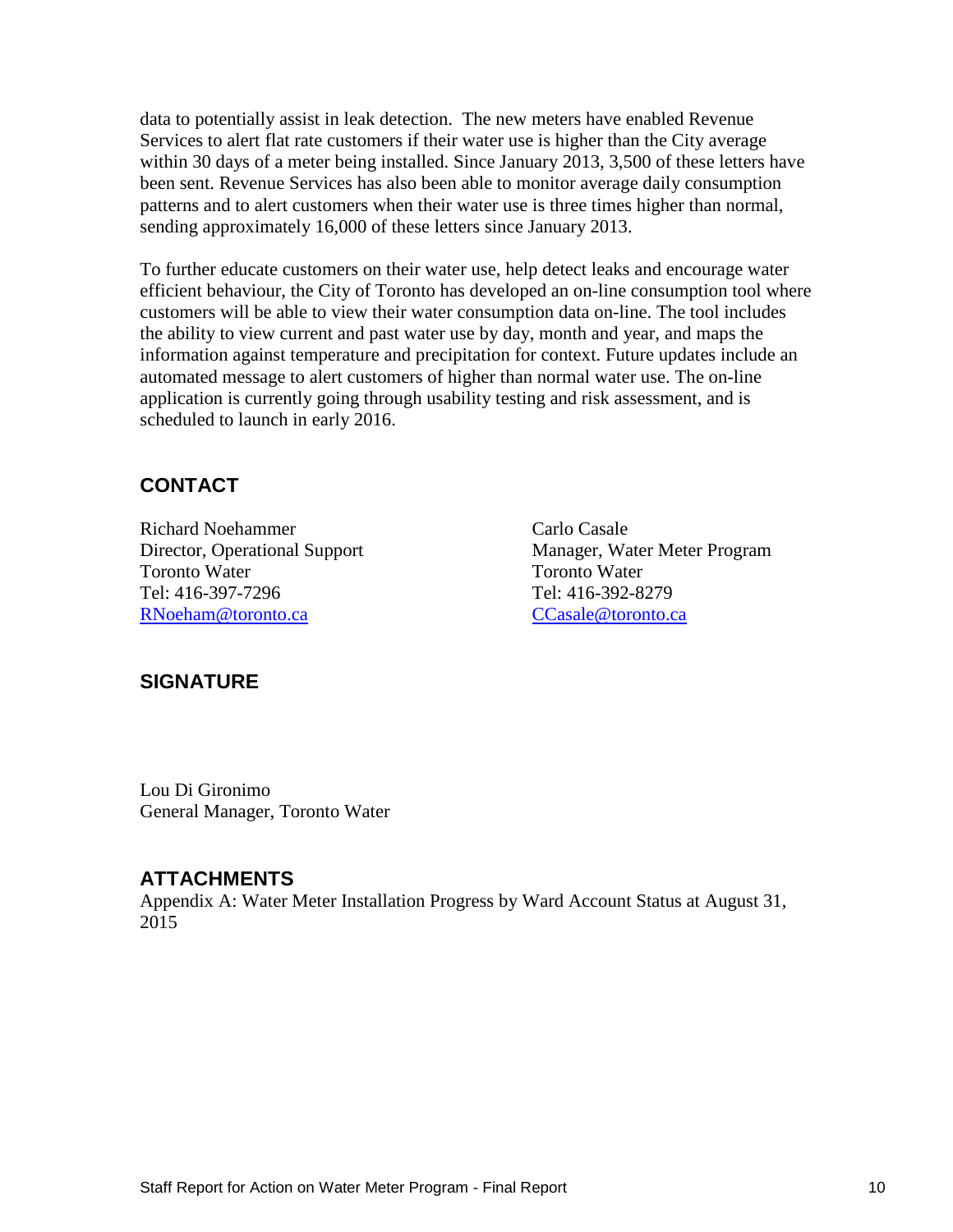data to potentially assist in leak detection. The new meters have enabled Revenue Services to alert flat rate customers if their water use is higher than the City average within 30 days of a meter being installed. Since January 2013, 3,500 of these letters have been sent. Revenue Services has also been able to monitor average daily consumption patterns and to alert customers when their water use is three times higher than normal, sending approximately 16,000 of these letters since January 2013.

To further educate customers on their water use, help detect leaks and encourage water efficient behaviour, the City of Toronto has developed an on-line consumption tool where customers will be able to view their water consumption data on-line. The tool includes the ability to view current and past water use by day, month and year, and maps the information against temperature and precipitation for context. Future updates include an automated message to alert customers of higher than normal water use. The on-line application is currently going through usability testing and risk assessment, and is scheduled to launch in early 2016.

## CONTACT

Richard Noehammer
Director, Operational Support
Toronto Water
Tel: 416-397-7296
RNoeham@toronto.ca

Carlo Casale
Manager, Water Meter Program
Toronto Water
Tel: 416-392-8279
CCasale@toronto.ca

## SIGNATURE

Lou Di Gironimo
General Manager, Toronto Water

## ATTACHMENTS

Appendix A: Water Meter Installation Progress by Ward Account Status at August 31, 2015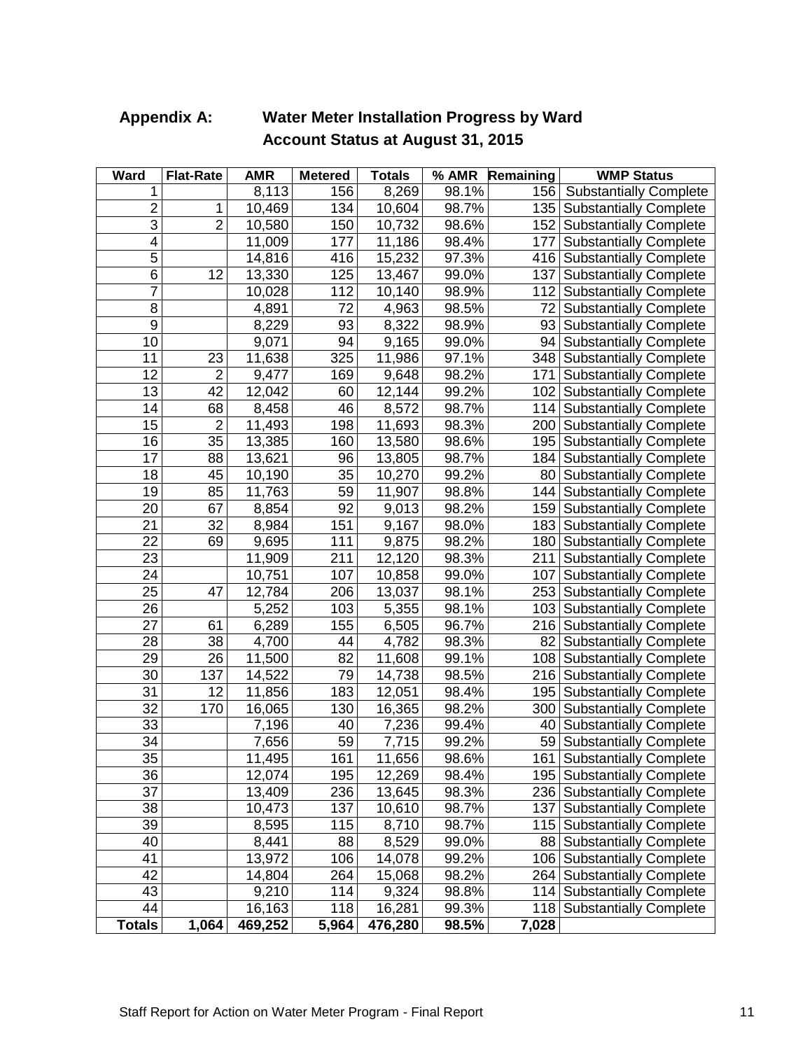## Appendix A: Water Meter Installation Progress by Ward
## Account Status at August 31, 2015

| Ward | Flat-Rate | AMR | Metered | Totals | % AMR | Remaining | WMP Status |
|---|---|---|---|---|---|---|---|
| 1 | | 8,113 | 156 | 8,269 | 98.1% | 156 | Substantially Complete |
| 2 | 1 | 10,469 | 134 | 10,604 | 98.7% | 135 | Substantially Complete |
| 3 | 2 | 10,580 | 150 | 10,732 | 98.6% | 152 | Substantially Complete |
| 4 | | 11,009 | 177 | 11,186 | 98.4% | 177 | Substantially Complete |
| 5 | | 14,816 | 416 | 15,232 | 97.3% | 416 | Substantially Complete |
| 6 | 12 | 13,330 | 125 | 13,467 | 99.0% | 137 | Substantially Complete |
| 7 | | 10,028 | 112 | 10,140 | 98.9% | 112 | Substantially Complete |
| 8 | | 4,891 | 72 | 4,963 | 98.5% | 72 | Substantially Complete |
| 9 | | 8,229 | 93 | 8,322 | 98.9% | 93 | Substantially Complete |
| 10 | | 9,071 | 94 | 9,165 | 99.0% | 94 | Substantially Complete |
| 11 | 23 | 11,638 | 325 | 11,986 | 97.1% | 348 | Substantially Complete |
| 12 | 2 | 9,477 | 169 | 9,648 | 98.2% | 171 | Substantially Complete |
| 13 | 42 | 12,042 | 60 | 12,144 | 99.2% | 102 | Substantially Complete |
| 14 | 68 | 8,458 | 46 | 8,572 | 98.7% | 114 | Substantially Complete |
| 15 | 2 | 11,493 | 198 | 11,693 | 98.3% | 200 | Substantially Complete |
| 16 | 35 | 13,385 | 160 | 13,580 | 98.6% | 195 | Substantially Complete |
| 17 | 88 | 13,621 | 96 | 13,805 | 98.7% | 184 | Substantially Complete |
| 18 | 45 | 10,190 | 35 | 10,270 | 99.2% | 80 | Substantially Complete |
| 19 | 85 | 11,763 | 59 | 11,907 | 98.8% | 144 | Substantially Complete |
| 20 | 67 | 8,854 | 92 | 9,013 | 98.2% | 159 | Substantially Complete |
| 21 | 32 | 8,984 | 151 | 9,167 | 98.0% | 183 | Substantially Complete |
| 22 | 69 | 9,695 | 111 | 9,875 | 98.2% | 180 | Substantially Complete |
| 23 | | 11,909 | 211 | 12,120 | 98.3% | 211 | Substantially Complete |
| 24 | | 10,751 | 107 | 10,858 | 99.0% | 107 | Substantially Complete |
| 25 | 47 | 12,784 | 206 | 13,037 | 98.1% | 253 | Substantially Complete |
| 26 | | 5,252 | 103 | 5,355 | 98.1% | 103 | Substantially Complete |
| 27 | 61 | 6,289 | 155 | 6,505 | 96.7% | 216 | Substantially Complete |
| 28 | 38 | 4,700 | 44 | 4,782 | 98.3% | 82 | Substantially Complete |
| 29 | 26 | 11,500 | 82 | 11,608 | 99.1% | 108 | Substantially Complete |
| 30 | 137 | 14,522 | 79 | 14,738 | 98.5% | 216 | Substantially Complete |
| 31 | 12 | 11,856 | 183 | 12,051 | 98.4% | 195 | Substantially Complete |
| 32 | 170 | 16,065 | 130 | 16,365 | 98.2% | 300 | Substantially Complete |
| 33 | | 7,196 | 40 | 7,236 | 99.4% | 40 | Substantially Complete |
| 34 | | 7,656 | 59 | 7,715 | 99.2% | 59 | Substantially Complete |
| 35 | | 11,495 | 161 | 11,656 | 98.6% | 161 | Substantially Complete |
| 36 | | 12,074 | 195 | 12,269 | 98.4% | 195 | Substantially Complete |
| 37 | | 13,409 | 236 | 13,645 | 98.3% | 236 | Substantially Complete |
| 38 | | 10,473 | 137 | 10,610 | 98.7% | 137 | Substantially Complete |
| 39 | | 8,595 | 115 | 8,710 | 98.7% | 115 | Substantially Complete |
| 40 | | 8,441 | 88 | 8,529 | 99.0% | 88 | Substantially Complete |
| 41 | | 13,972 | 106 | 14,078 | 99.2% | 106 | Substantially Complete |
| 42 | | 14,804 | 264 | 15,068 | 98.2% | 264 | Substantially Complete |
| 43 | | 9,210 | 114 | 9,324 | 98.8% | 114 | Substantially Complete |
| 44 | | 16,163 | 118 | 16,281 | 99.3% | 118 | Substantially Complete |
| **Totals** | **1,064** | **469,252** | **5,964** | **476,280** | **98.5%** | **7,028** | |